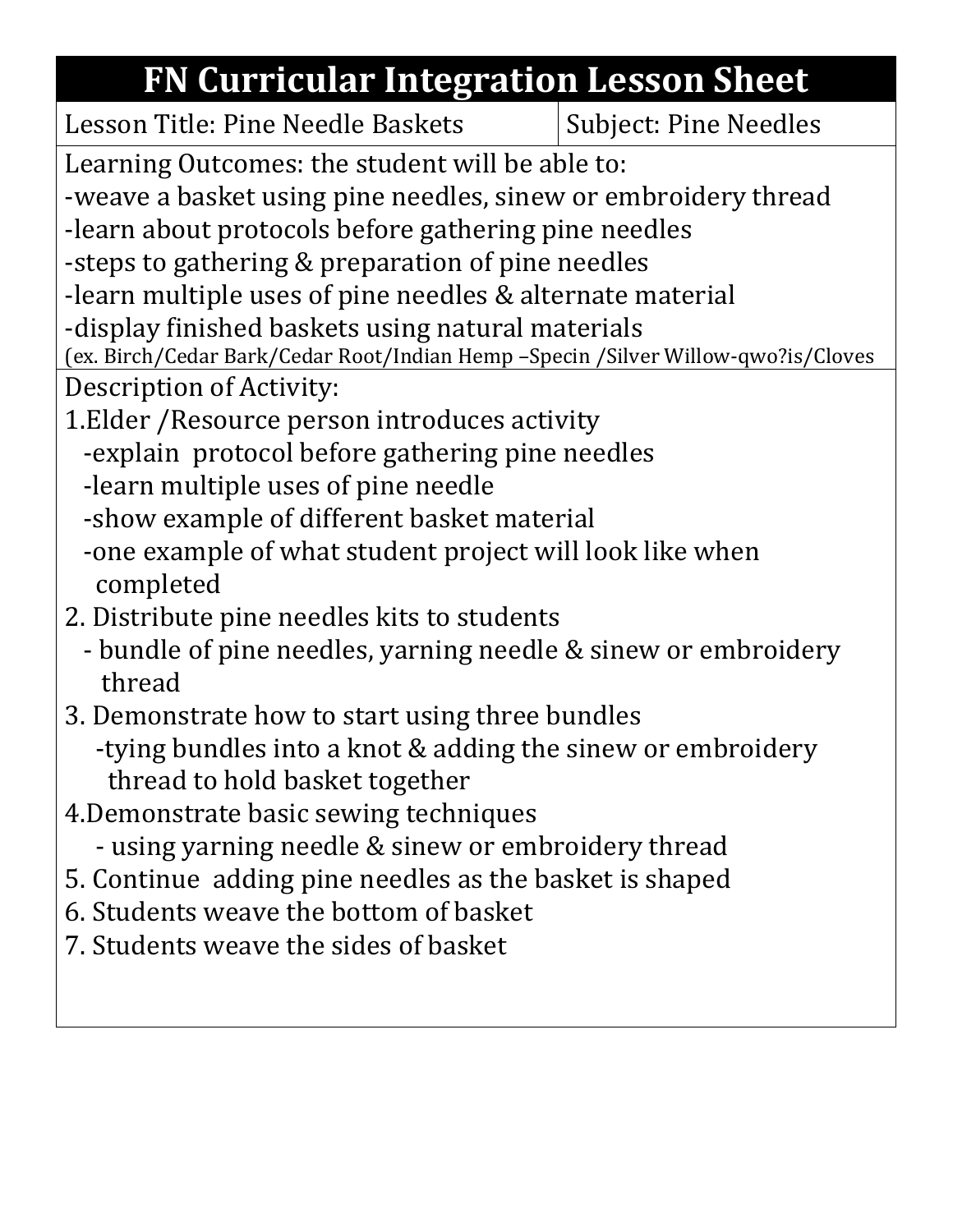# FN Curricular Integration Lesson Sheet

| Lesson Title: Pine Needle Baskets | Subject: Pine Needles |
|---|---|

Learning Outcomes: the student will be able to:

-weave a basket using pine needles, sinew or embroidery thread
-learn about protocols before gathering pine needles
-steps to gathering & preparation of pine needles
-learn multiple uses of pine needles & alternate material
-display finished baskets using natural materials
(ex. Birch/Cedar Bark/Cedar Root/Indian Hemp –Specin /Silver Willow-qwo?is/Cloves

Description of Activity:

1. Elder /Resource person introduces activity
   - explain protocol before gathering pine needles
   - learn multiple uses of pine needle
   - show example of different basket material
   - one example of what student project will look like when completed
2. Distribute pine needles kits to students
   - bundle of pine needles, yarning needle & sinew or embroidery thread
3. Demonstrate how to start using three bundles
   - tying bundles into a knot & adding the sinew or embroidery thread to hold basket together
4. Demonstrate basic sewing techniques
   - using yarning needle & sinew or embroidery thread
5. Continue adding pine needles as the basket is shaped
6. Students weave the bottom of basket
7. Students weave the sides of basket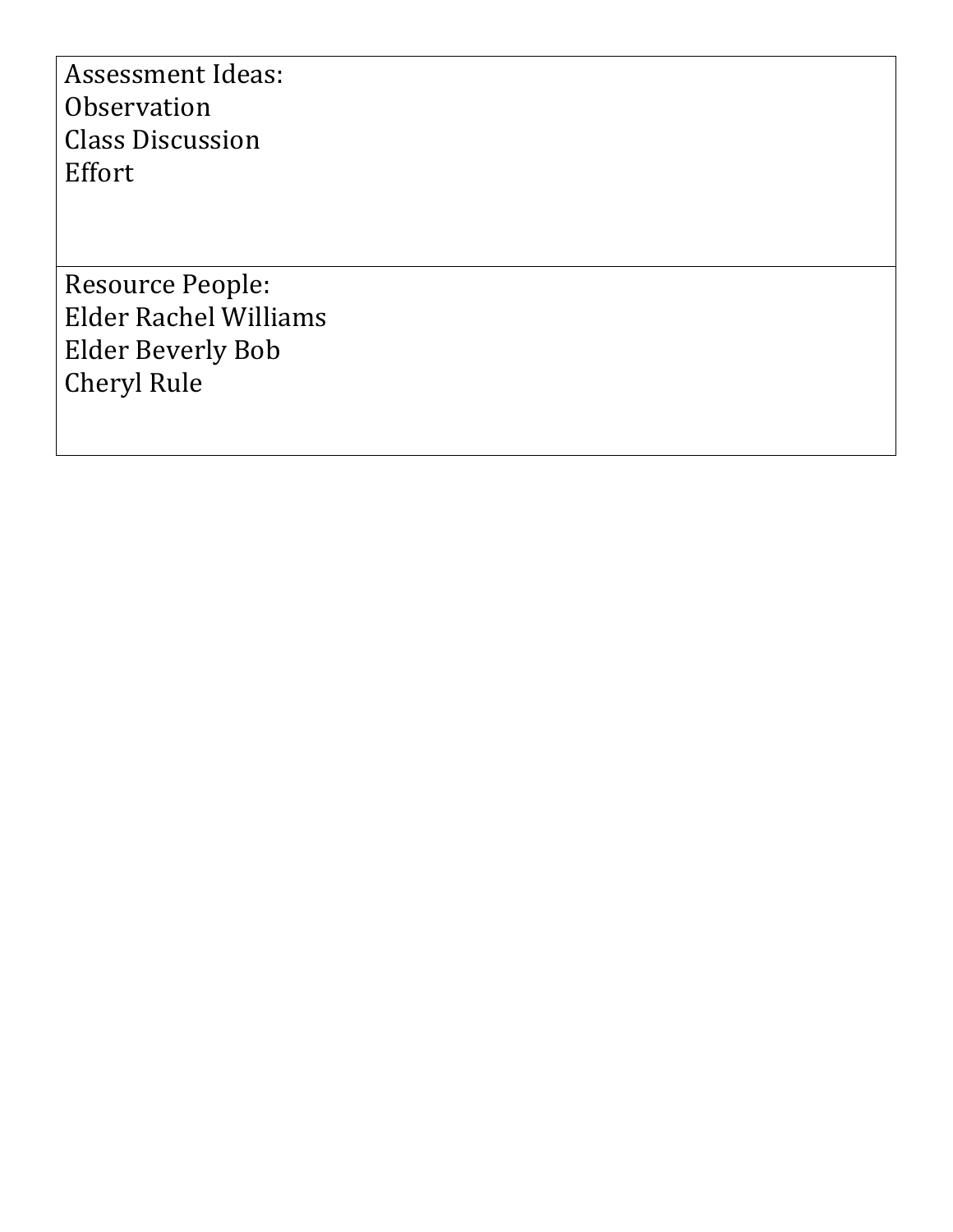| |
|---|
| Assessment Ideas:<br>Observation<br>Class Discussion<br>Effort |
| Resource People:<br>Elder Rachel Williams<br>Elder Beverly Bob<br>Cheryl Rule |